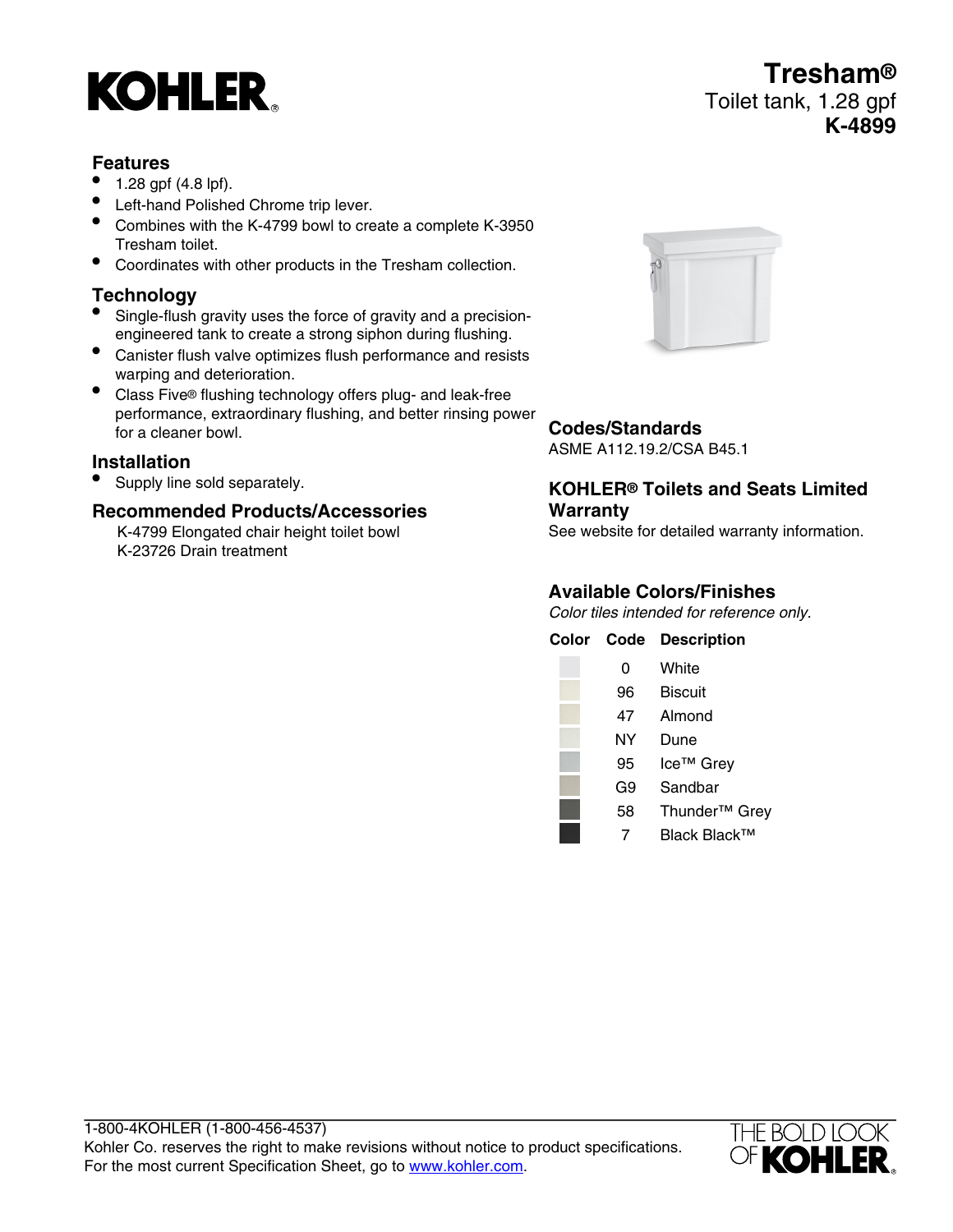# Tresham®

Toilet tank, 1.28 gpf

**K-4899**

## Features

- 1.28 gpf (4.8 lpf).
- Left-hand Polished Chrome trip lever.
- Combines with the K-4799 bowl to create a complete K-3950 Tresham toilet.
- Coordinates with other products in the Tresham collection.

## Technology

- Single-flush gravity uses the force of gravity and a precision-engineered tank to create a strong siphon during flushing.
- Canister flush valve optimizes flush performance and resists warping and deterioration.
- Class Five® flushing technology offers plug- and leak-free performance, extraordinary flushing, and better rinsing power for a cleaner bowl.

## Installation

- Supply line sold separately.

## Recommended Products/Accessories

K-4799 Elongated chair height toilet bowl
K-23726 Drain treatment

## Codes/Standards

ASME A112.19.2/CSA B45.1

## KOHLER® Toilets and Seats Limited Warranty

See website for detailed warranty information.

## Available Colors/Finishes

*Color tiles intended for reference only.*

| Color | Code | Description |
|---|---|---|
| | 0 | White |
| | 96 | Biscuit |
| | 47 | Almond |
| | NY | Dune |
| | 95 | Ice™ Grey |
| | G9 | Sandbar |
| | 58 | Thunder™ Grey |
| | 7 | Black Black™ |

1-800-4KOHLER (1-800-456-4537)
Kohler Co. reserves the right to make revisions without notice to product specifications.
For the most current Specification Sheet, go to www.kohler.com.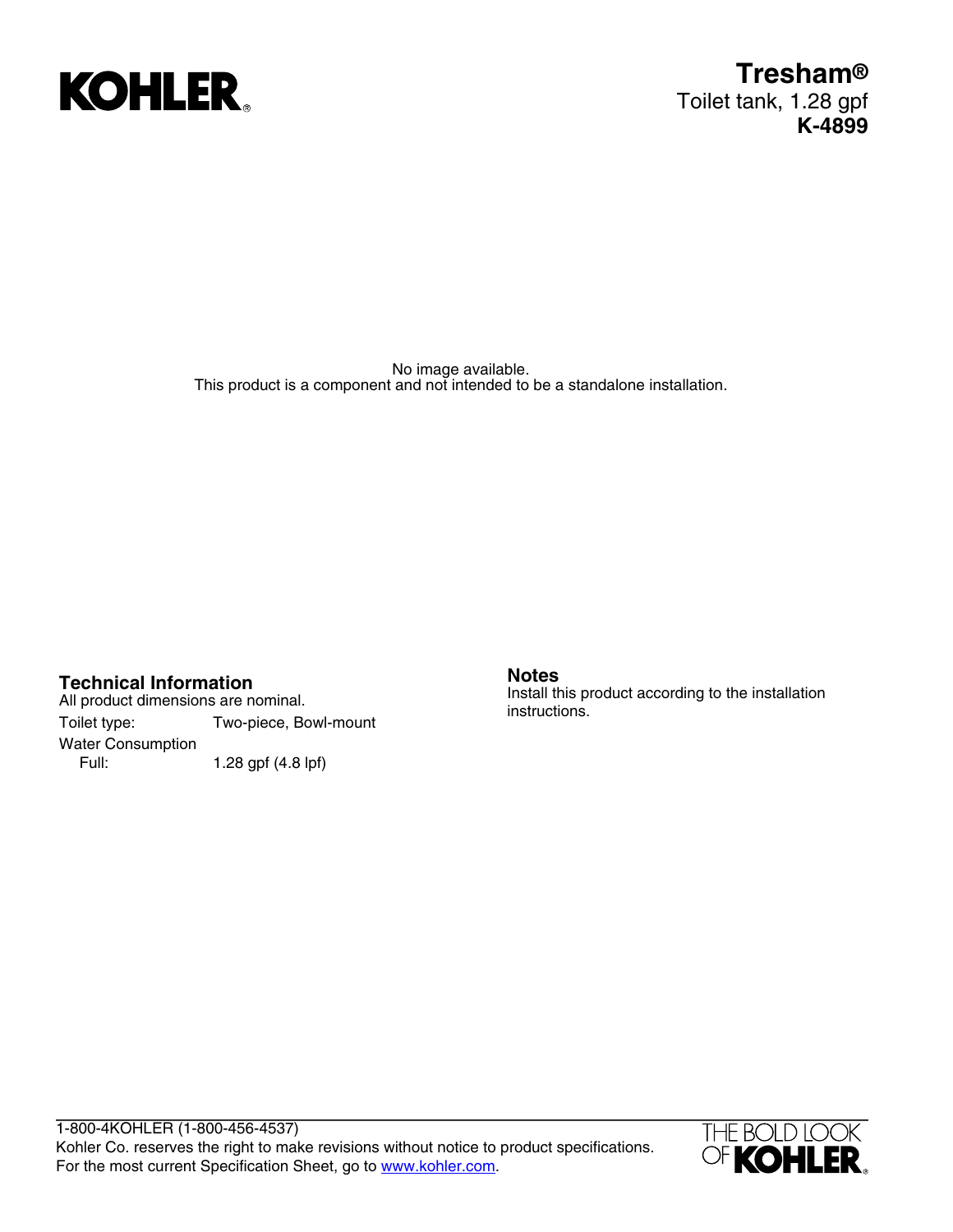KOHLER

# Tresham®

Toilet tank, 1.28 gpf

**K-4899**

No image available.
This product is a component and not intended to be a standalone installation.

## Technical Information

All product dimensions are nominal.

| | |
|---|---|
| Toilet type: | Two-piece, Bowl-mount |
| Water Consumption | |
| Full: | 1.28 gpf (4.8 lpf) |

## Notes

Install this product according to the installation instructions.

1-800-4KOHLER (1-800-456-4537)
Kohler Co. reserves the right to make revisions without notice to product specifications.
For the most current Specification Sheet, go to www.kohler.com.

THE BOLD LOOK OF KOHLER